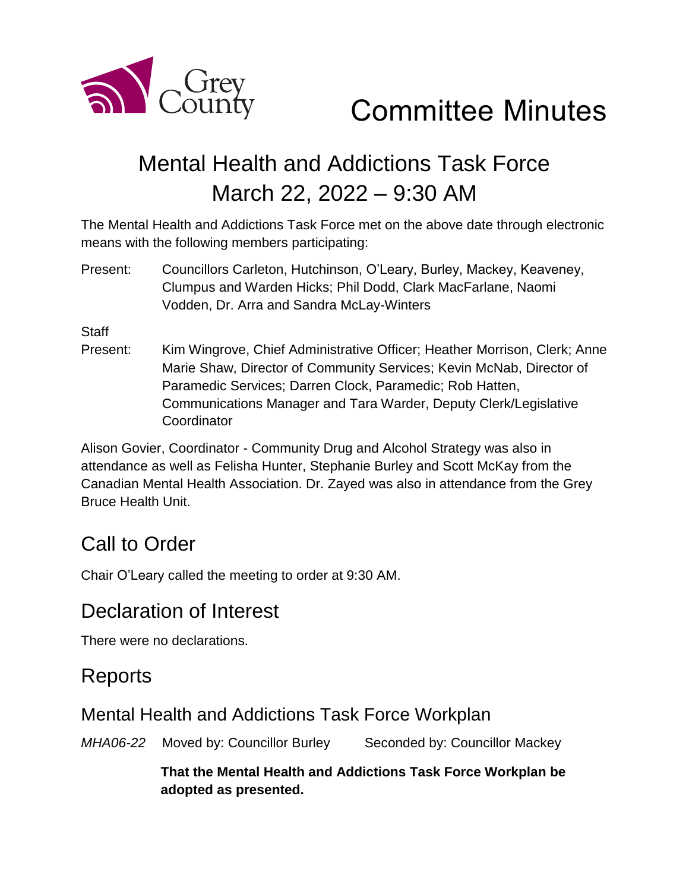Grey County

# Committee Minutes

## Mental Health and Addictions Task Force
## March 22, 2022 – 9:30 AM

The Mental Health and Addictions Task Force met on the above date through electronic means with the following members participating:

Present: Councillors Carleton, Hutchinson, O'Leary, Burley, Mackey, Keaveney, Clumpus and Warden Hicks; Phil Dodd, Clark MacFarlane, Naomi Vodden, Dr. Arra and Sandra McLay-Winters

Staff Present: Kim Wingrove, Chief Administrative Officer; Heather Morrison, Clerk; Anne Marie Shaw, Director of Community Services; Kevin McNab, Director of Paramedic Services; Darren Clock, Paramedic; Rob Hatten, Communications Manager and Tara Warder, Deputy Clerk/Legislative Coordinator

Alison Govier, Coordinator - Community Drug and Alcohol Strategy was also in attendance as well as Felisha Hunter, Stephanie Burley and Scott McKay from the Canadian Mental Health Association. Dr. Zayed was also in attendance from the Grey Bruce Health Unit.

## Call to Order

Chair O'Leary called the meeting to order at 9:30 AM.

## Declaration of Interest

There were no declarations.

## Reports

### Mental Health and Addictions Task Force Workplan

*MHA06-22* Moved by: Councillor Burley Seconded by: Councillor Mackey

**That the Mental Health and Addictions Task Force Workplan be adopted as presented.**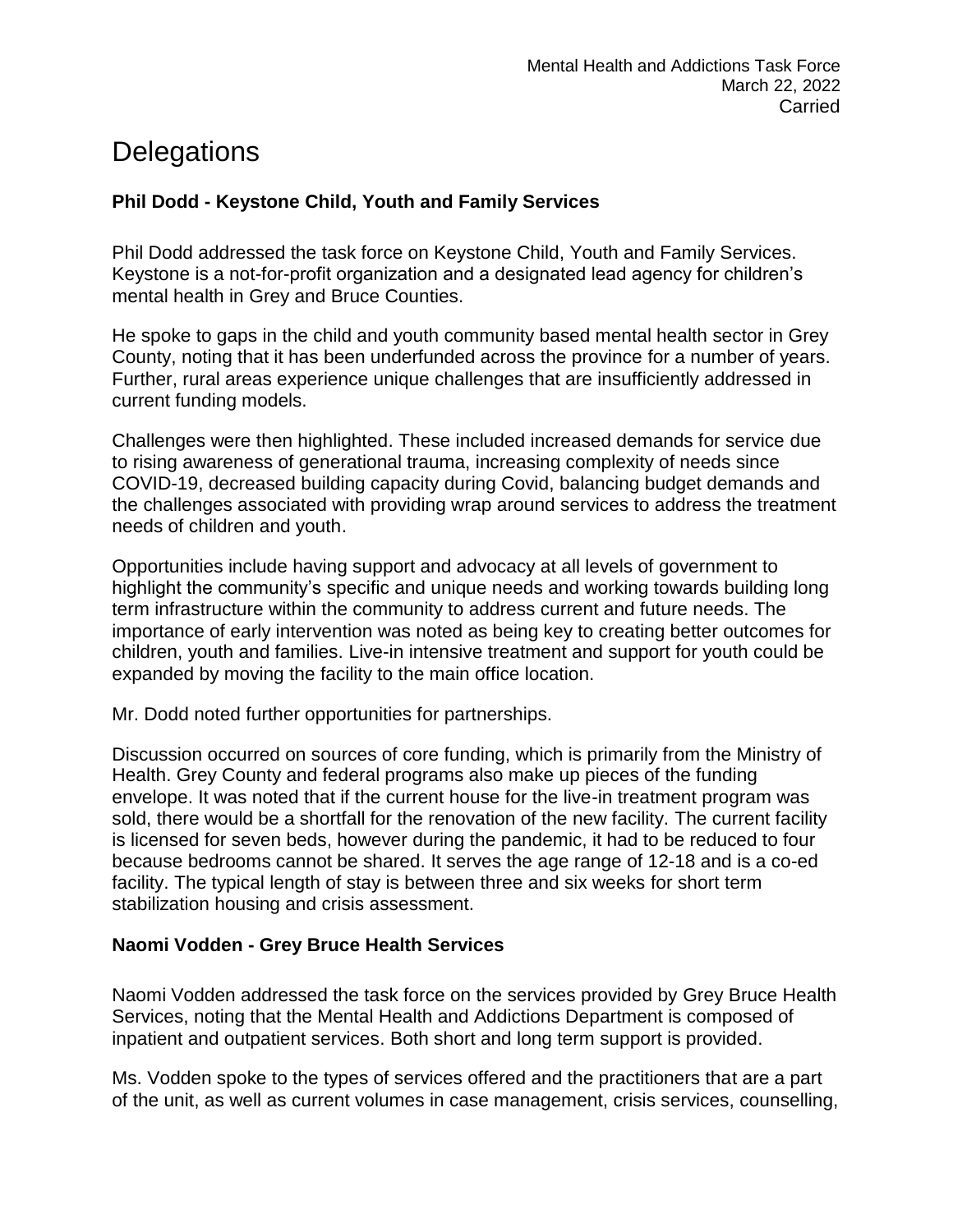# Delegations

### Phil Dodd - Keystone Child, Youth and Family Services

Phil Dodd addressed the task force on Keystone Child, Youth and Family Services. Keystone is a not-for-profit organization and a designated lead agency for children's mental health in Grey and Bruce Counties.

He spoke to gaps in the child and youth community based mental health sector in Grey County, noting that it has been underfunded across the province for a number of years. Further, rural areas experience unique challenges that are insufficiently addressed in current funding models.

Challenges were then highlighted. These included increased demands for service due to rising awareness of generational trauma, increasing complexity of needs since COVID-19, decreased building capacity during Covid, balancing budget demands and the challenges associated with providing wrap around services to address the treatment needs of children and youth.

Opportunities include having support and advocacy at all levels of government to highlight the community's specific and unique needs and working towards building long term infrastructure within the community to address current and future needs. The importance of early intervention was noted as being key to creating better outcomes for children, youth and families. Live-in intensive treatment and support for youth could be expanded by moving the facility to the main office location.

Mr. Dodd noted further opportunities for partnerships.

Discussion occurred on sources of core funding, which is primarily from the Ministry of Health. Grey County and federal programs also make up pieces of the funding envelope. It was noted that if the current house for the live-in treatment program was sold, there would be a shortfall for the renovation of the new facility. The current facility is licensed for seven beds, however during the pandemic, it had to be reduced to four because bedrooms cannot be shared. It serves the age range of 12-18 and is a co-ed facility. The typical length of stay is between three and six weeks for short term stabilization housing and crisis assessment.

### Naomi Vodden - Grey Bruce Health Services

Naomi Vodden addressed the task force on the services provided by Grey Bruce Health Services, noting that the Mental Health and Addictions Department is composed of inpatient and outpatient services. Both short and long term support is provided.

Ms. Vodden spoke to the types of services offered and the practitioners that are a part of the unit, as well as current volumes in case management, crisis services, counselling,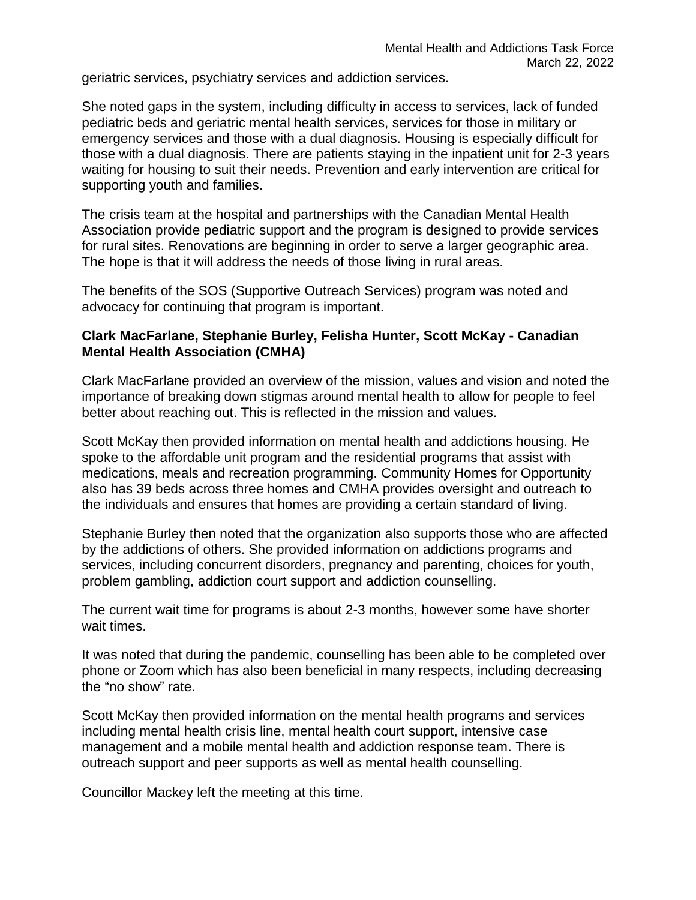geriatric services, psychiatry services and addiction services.

She noted gaps in the system, including difficulty in access to services, lack of funded pediatric beds and geriatric mental health services, services for those in military or emergency services and those with a dual diagnosis. Housing is especially difficult for those with a dual diagnosis. There are patients staying in the inpatient unit for 2-3 years waiting for housing to suit their needs. Prevention and early intervention are critical for supporting youth and families.

The crisis team at the hospital and partnerships with the Canadian Mental Health Association provide pediatric support and the program is designed to provide services for rural sites. Renovations are beginning in order to serve a larger geographic area. The hope is that it will address the needs of those living in rural areas.

The benefits of the SOS (Supportive Outreach Services) program was noted and advocacy for continuing that program is important.

**Clark MacFarlane, Stephanie Burley, Felisha Hunter, Scott McKay - Canadian Mental Health Association (CMHA)**

Clark MacFarlane provided an overview of the mission, values and vision and noted the importance of breaking down stigmas around mental health to allow for people to feel better about reaching out. This is reflected in the mission and values.

Scott McKay then provided information on mental health and addictions housing. He spoke to the affordable unit program and the residential programs that assist with medications, meals and recreation programming. Community Homes for Opportunity also has 39 beds across three homes and CMHA provides oversight and outreach to the individuals and ensures that homes are providing a certain standard of living.

Stephanie Burley then noted that the organization also supports those who are affected by the addictions of others. She provided information on addictions programs and services, including concurrent disorders, pregnancy and parenting, choices for youth, problem gambling, addiction court support and addiction counselling.

The current wait time for programs is about 2-3 months, however some have shorter wait times.

It was noted that during the pandemic, counselling has been able to be completed over phone or Zoom which has also been beneficial in many respects, including decreasing the "no show" rate.

Scott McKay then provided information on the mental health programs and services including mental health crisis line, mental health court support, intensive case management and a mobile mental health and addiction response team. There is outreach support and peer supports as well as mental health counselling.

Councillor Mackey left the meeting at this time.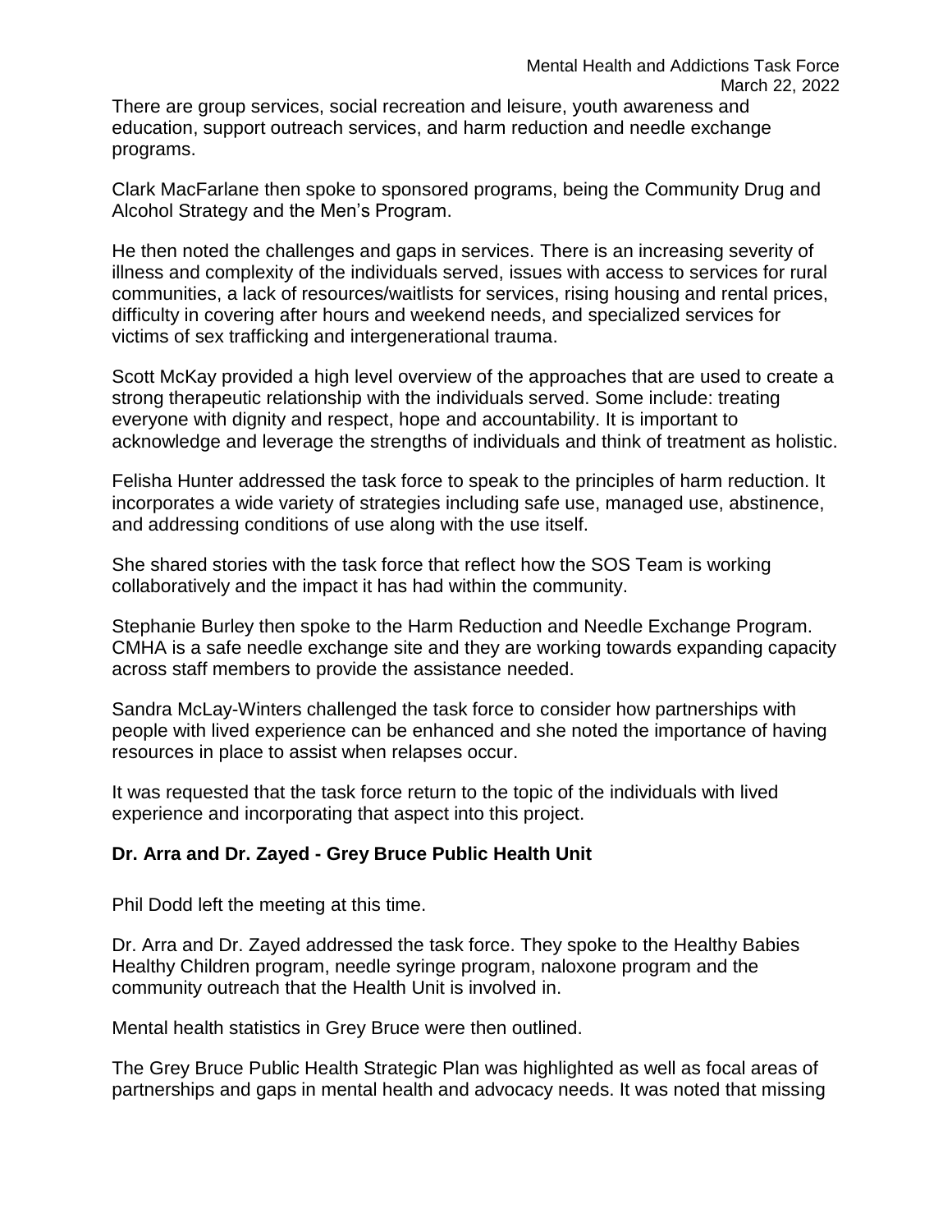There are group services, social recreation and leisure, youth awareness and education, support outreach services, and harm reduction and needle exchange programs.

Clark MacFarlane then spoke to sponsored programs, being the Community Drug and Alcohol Strategy and the Men's Program.

He then noted the challenges and gaps in services. There is an increasing severity of illness and complexity of the individuals served, issues with access to services for rural communities, a lack of resources/waitlists for services, rising housing and rental prices, difficulty in covering after hours and weekend needs, and specialized services for victims of sex trafficking and intergenerational trauma.

Scott McKay provided a high level overview of the approaches that are used to create a strong therapeutic relationship with the individuals served. Some include: treating everyone with dignity and respect, hope and accountability. It is important to acknowledge and leverage the strengths of individuals and think of treatment as holistic.

Felisha Hunter addressed the task force to speak to the principles of harm reduction. It incorporates a wide variety of strategies including safe use, managed use, abstinence, and addressing conditions of use along with the use itself.

She shared stories with the task force that reflect how the SOS Team is working collaboratively and the impact it has had within the community.

Stephanie Burley then spoke to the Harm Reduction and Needle Exchange Program. CMHA is a safe needle exchange site and they are working towards expanding capacity across staff members to provide the assistance needed.

Sandra McLay-Winters challenged the task force to consider how partnerships with people with lived experience can be enhanced and she noted the importance of having resources in place to assist when relapses occur.

It was requested that the task force return to the topic of the individuals with lived experience and incorporating that aspect into this project.

**Dr. Arra and Dr. Zayed - Grey Bruce Public Health Unit**

Phil Dodd left the meeting at this time.

Dr. Arra and Dr. Zayed addressed the task force. They spoke to the Healthy Babies Healthy Children program, needle syringe program, naloxone program and the community outreach that the Health Unit is involved in.

Mental health statistics in Grey Bruce were then outlined.

The Grey Bruce Public Health Strategic Plan was highlighted as well as focal areas of partnerships and gaps in mental health and advocacy needs. It was noted that missing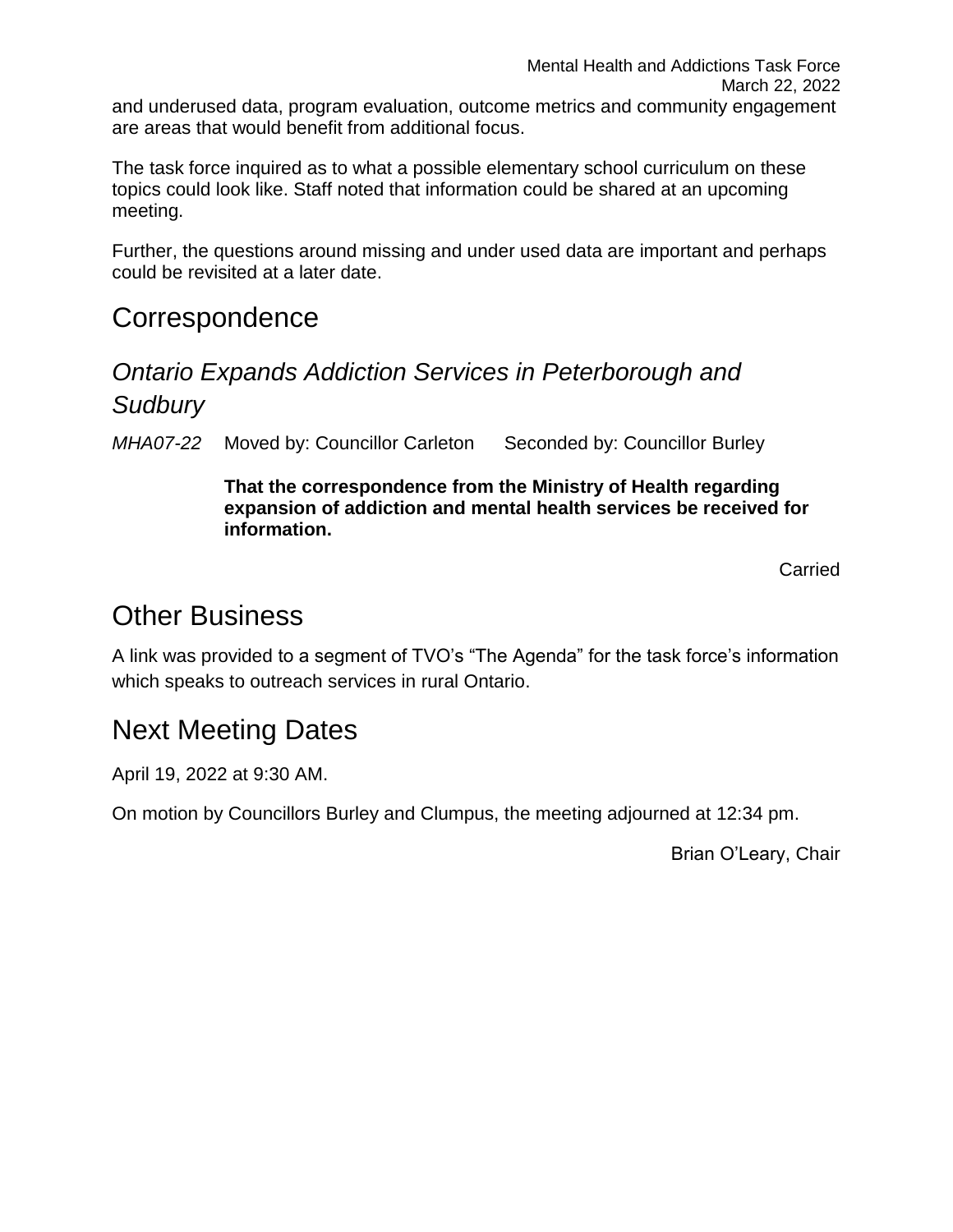and underused data, program evaluation, outcome metrics and community engagement are areas that would benefit from additional focus.

The task force inquired as to what a possible elementary school curriculum on these topics could look like. Staff noted that information could be shared at an upcoming meeting.

Further, the questions around missing and under used data are important and perhaps could be revisited at a later date.

# Correspondence

## *Ontario Expands Addiction Services in Peterborough and Sudbury*

*MHA07-22* Moved by: Councillor Carleton Seconded by: Councillor Burley

**That the correspondence from the Ministry of Health regarding expansion of addiction and mental health services be received for information.**

Carried

# Other Business

A link was provided to a segment of TVO's "The Agenda" for the task force's information which speaks to outreach services in rural Ontario.

# Next Meeting Dates

April 19, 2022 at 9:30 AM.

On motion by Councillors Burley and Clumpus, the meeting adjourned at 12:34 pm.

Brian O'Leary, Chair